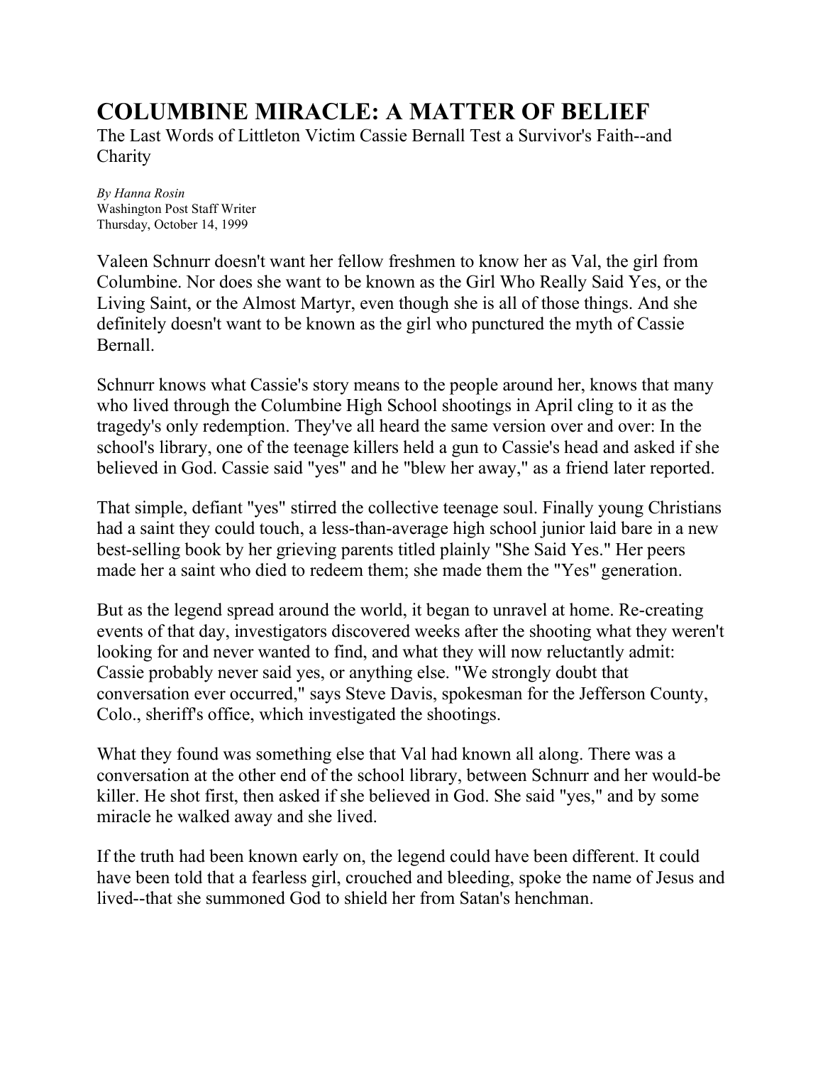# COLUMBINE MIRACLE: A MATTER OF BELIEF

The Last Words of Littleton Victim Cassie Bernall Test a Survivor's Faith--and Charity

*By Hanna Rosin*
Washington Post Staff Writer
Thursday, October 14, 1999

Valeen Schnurr doesn't want her fellow freshmen to know her as Val, the girl from Columbine. Nor does she want to be known as the Girl Who Really Said Yes, or the Living Saint, or the Almost Martyr, even though she is all of those things. And she definitely doesn't want to be known as the girl who punctured the myth of Cassie Bernall.

Schnurr knows what Cassie's story means to the people around her, knows that many who lived through the Columbine High School shootings in April cling to it as the tragedy's only redemption. They've all heard the same version over and over: In the school's library, one of the teenage killers held a gun to Cassie's head and asked if she believed in God. Cassie said "yes" and he "blew her away," as a friend later reported.

That simple, defiant "yes" stirred the collective teenage soul. Finally young Christians had a saint they could touch, a less-than-average high school junior laid bare in a new best-selling book by her grieving parents titled plainly "She Said Yes." Her peers made her a saint who died to redeem them; she made them the "Yes" generation.

But as the legend spread around the world, it began to unravel at home. Re-creating events of that day, investigators discovered weeks after the shooting what they weren't looking for and never wanted to find, and what they will now reluctantly admit: Cassie probably never said yes, or anything else. "We strongly doubt that conversation ever occurred," says Steve Davis, spokesman for the Jefferson County, Colo., sheriff's office, which investigated the shootings.

What they found was something else that Val had known all along. There was a conversation at the other end of the school library, between Schnurr and her would-be killer. He shot first, then asked if she believed in God. She said "yes," and by some miracle he walked away and she lived.

If the truth had been known early on, the legend could have been different. It could have been told that a fearless girl, crouched and bleeding, spoke the name of Jesus and lived--that she summoned God to shield her from Satan's henchman.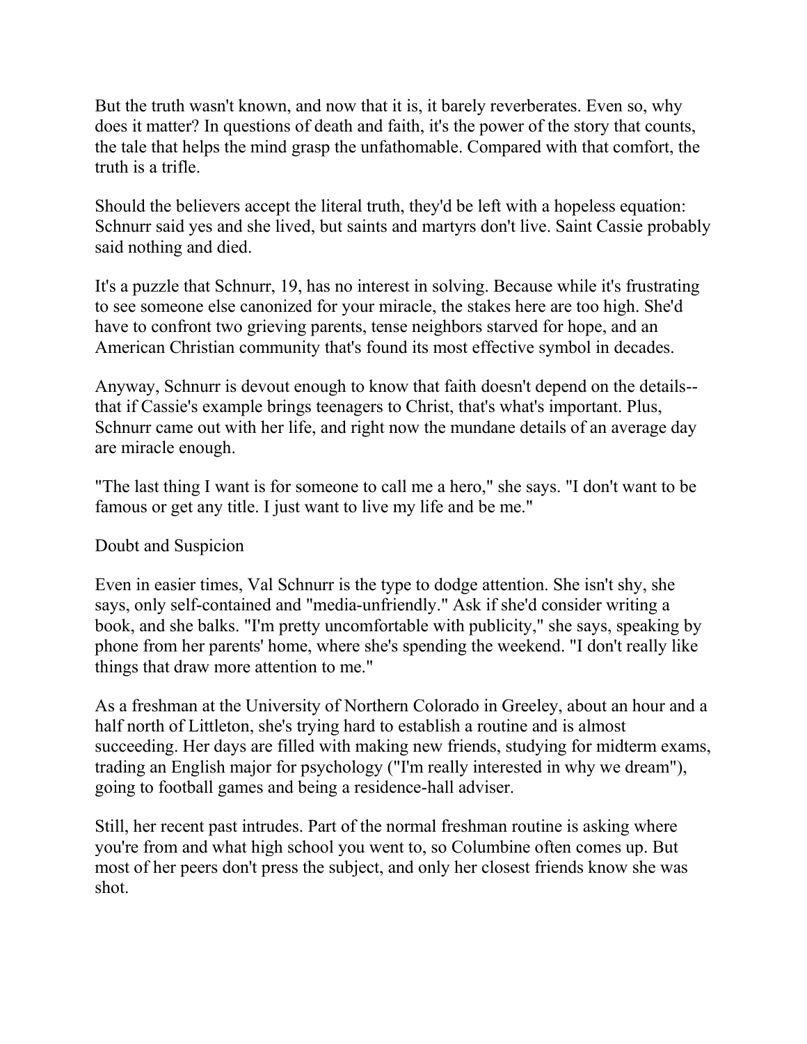But the truth wasn't known, and now that it is, it barely reverberates. Even so, why does it matter? In questions of death and faith, it's the power of the story that counts, the tale that helps the mind grasp the unfathomable. Compared with that comfort, the truth is a trifle.

Should the believers accept the literal truth, they'd be left with a hopeless equation: Schnurr said yes and she lived, but saints and martyrs don't live. Saint Cassie probably said nothing and died.

It's a puzzle that Schnurr, 19, has no interest in solving. Because while it's frustrating to see someone else canonized for your miracle, the stakes here are too high. She'd have to confront two grieving parents, tense neighbors starved for hope, and an American Christian community that's found its most effective symbol in decades.

Anyway, Schnurr is devout enough to know that faith doesn't depend on the details--that if Cassie's example brings teenagers to Christ, that's what's important. Plus, Schnurr came out with her life, and right now the mundane details of an average day are miracle enough.

"The last thing I want is for someone to call me a hero," she says. "I don't want to be famous or get any title. I just want to live my life and be me."

## Doubt and Suspicion

Even in easier times, Val Schnurr is the type to dodge attention. She isn't shy, she says, only self-contained and "media-unfriendly." Ask if she'd consider writing a book, and she balks. "I'm pretty uncomfortable with publicity," she says, speaking by phone from her parents' home, where she's spending the weekend. "I don't really like things that draw more attention to me."

As a freshman at the University of Northern Colorado in Greeley, about an hour and a half north of Littleton, she's trying hard to establish a routine and is almost succeeding. Her days are filled with making new friends, studying for midterm exams, trading an English major for psychology ("I'm really interested in why we dream"), going to football games and being a residence-hall adviser.

Still, her recent past intrudes. Part of the normal freshman routine is asking where you're from and what high school you went to, so Columbine often comes up. But most of her peers don't press the subject, and only her closest friends know she was shot.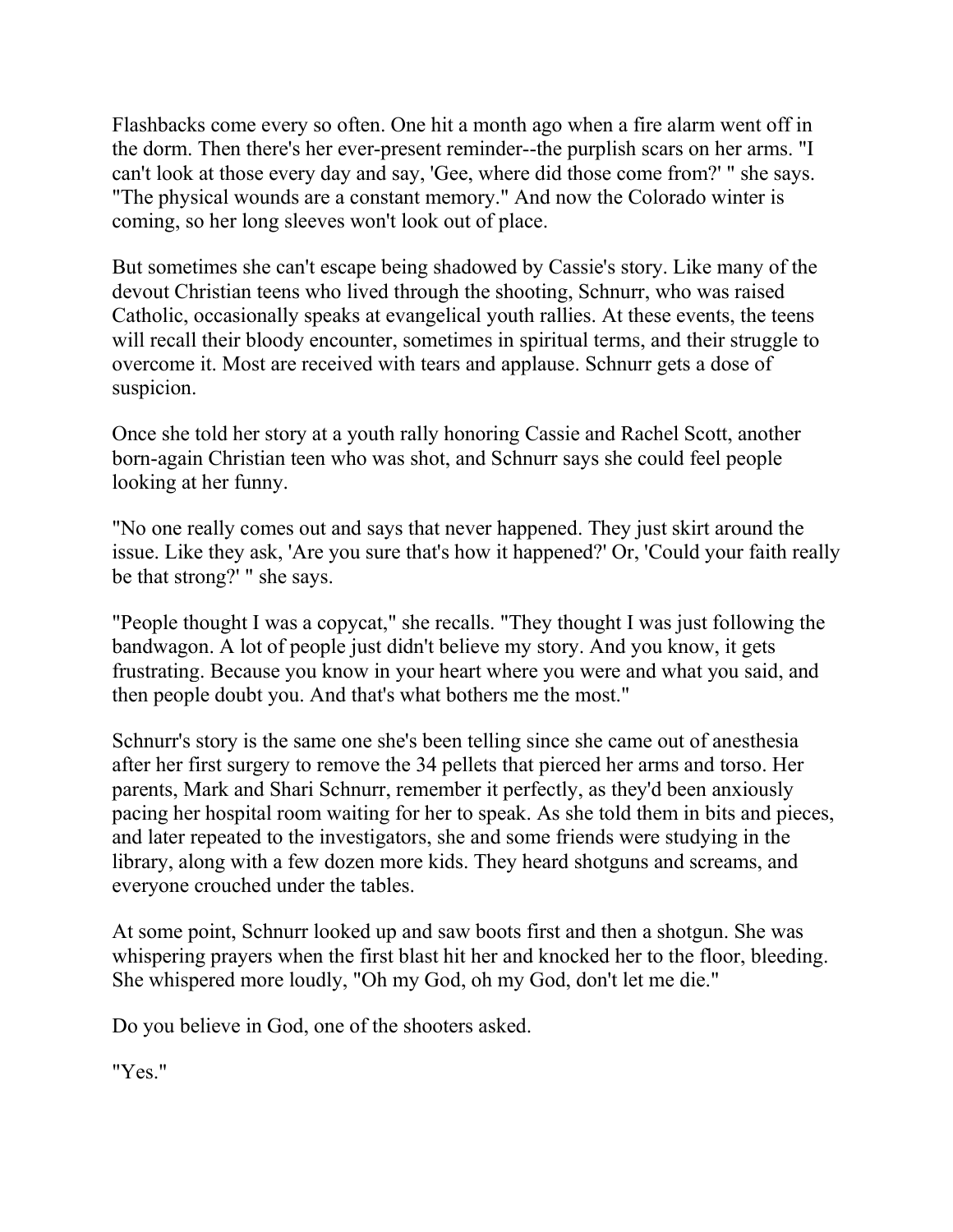Flashbacks come every so often. One hit a month ago when a fire alarm went off in the dorm. Then there's her ever-present reminder--the purplish scars on her arms. "I can't look at those every day and say, 'Gee, where did those come from?' " she says. "The physical wounds are a constant memory." And now the Colorado winter is coming, so her long sleeves won't look out of place.

But sometimes she can't escape being shadowed by Cassie's story. Like many of the devout Christian teens who lived through the shooting, Schnurr, who was raised Catholic, occasionally speaks at evangelical youth rallies. At these events, the teens will recall their bloody encounter, sometimes in spiritual terms, and their struggle to overcome it. Most are received with tears and applause. Schnurr gets a dose of suspicion.

Once she told her story at a youth rally honoring Cassie and Rachel Scott, another born-again Christian teen who was shot, and Schnurr says she could feel people looking at her funny.

"No one really comes out and says that never happened. They just skirt around the issue. Like they ask, 'Are you sure that's how it happened?' Or, 'Could your faith really be that strong?' " she says.

"People thought I was a copycat," she recalls. "They thought I was just following the bandwagon. A lot of people just didn't believe my story. And you know, it gets frustrating. Because you know in your heart where you were and what you said, and then people doubt you. And that's what bothers me the most."

Schnurr's story is the same one she's been telling since she came out of anesthesia after her first surgery to remove the 34 pellets that pierced her arms and torso. Her parents, Mark and Shari Schnurr, remember it perfectly, as they'd been anxiously pacing her hospital room waiting for her to speak. As she told them in bits and pieces, and later repeated to the investigators, she and some friends were studying in the library, along with a few dozen more kids. They heard shotguns and screams, and everyone crouched under the tables.

At some point, Schnurr looked up and saw boots first and then a shotgun. She was whispering prayers when the first blast hit her and knocked her to the floor, bleeding. She whispered more loudly, "Oh my God, oh my God, don't let me die."

Do you believe in God, one of the shooters asked.

"Yes."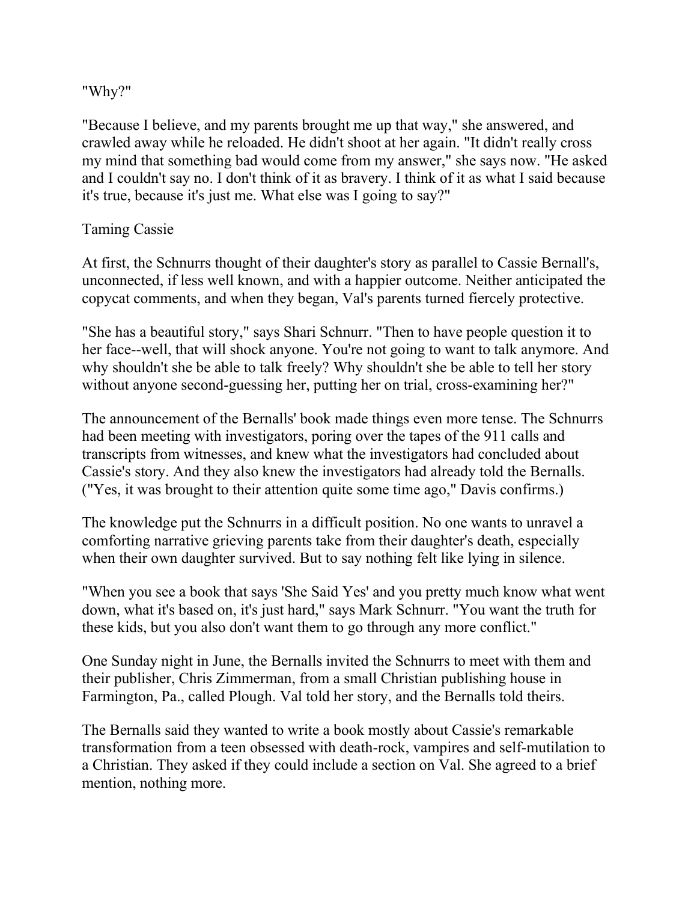"Why?"

"Because I believe, and my parents brought me up that way," she answered, and crawled away while he reloaded. He didn't shoot at her again. "It didn't really cross my mind that something bad would come from my answer," she says now. "He asked and I couldn't say no. I don't think of it as bravery. I think of it as what I said because it's true, because it's just me. What else was I going to say?"

## Taming Cassie

At first, the Schnurrs thought of their daughter's story as parallel to Cassie Bernall's, unconnected, if less well known, and with a happier outcome. Neither anticipated the copycat comments, and when they began, Val's parents turned fiercely protective.

"She has a beautiful story," says Shari Schnurr. "Then to have people question it to her face--well, that will shock anyone. You're not going to want to talk anymore. And why shouldn't she be able to talk freely? Why shouldn't she be able to tell her story without anyone second-guessing her, putting her on trial, cross-examining her?"

The announcement of the Bernalls' book made things even more tense. The Schnurrs had been meeting with investigators, poring over the tapes of the 911 calls and transcripts from witnesses, and knew what the investigators had concluded about Cassie's story. And they also knew the investigators had already told the Bernalls. ("Yes, it was brought to their attention quite some time ago," Davis confirms.)

The knowledge put the Schnurrs in a difficult position. No one wants to unravel a comforting narrative grieving parents take from their daughter's death, especially when their own daughter survived. But to say nothing felt like lying in silence.

"When you see a book that says 'She Said Yes' and you pretty much know what went down, what it's based on, it's just hard," says Mark Schnurr. "You want the truth for these kids, but you also don't want them to go through any more conflict."

One Sunday night in June, the Bernalls invited the Schnurrs to meet with them and their publisher, Chris Zimmerman, from a small Christian publishing house in Farmington, Pa., called Plough. Val told her story, and the Bernalls told theirs.

The Bernalls said they wanted to write a book mostly about Cassie's remarkable transformation from a teen obsessed with death-rock, vampires and self-mutilation to a Christian. They asked if they could include a section on Val. She agreed to a brief mention, nothing more.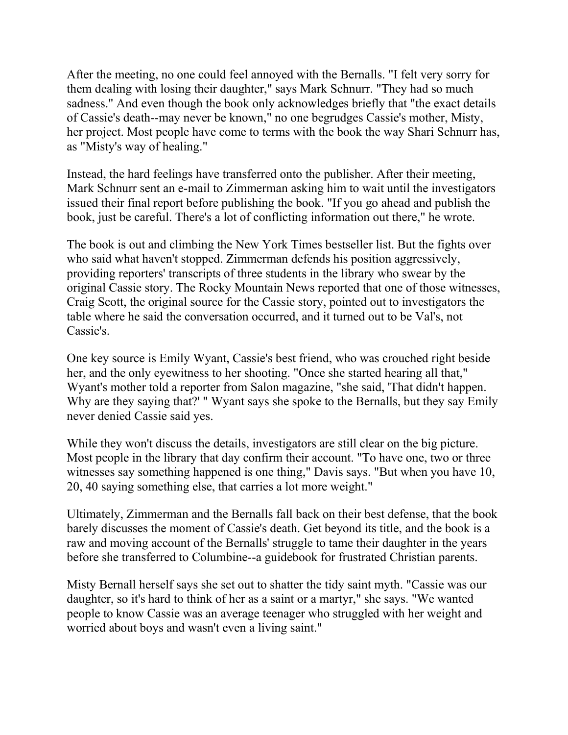After the meeting, no one could feel annoyed with the Bernalls. "I felt very sorry for them dealing with losing their daughter," says Mark Schnurr. "They had so much sadness." And even though the book only acknowledges briefly that "the exact details of Cassie's death--may never be known," no one begrudges Cassie's mother, Misty, her project. Most people have come to terms with the book the way Shari Schnurr has, as "Misty's way of healing."

Instead, the hard feelings have transferred onto the publisher. After their meeting, Mark Schnurr sent an e-mail to Zimmerman asking him to wait until the investigators issued their final report before publishing the book. "If you go ahead and publish the book, just be careful. There's a lot of conflicting information out there," he wrote.

The book is out and climbing the New York Times bestseller list. But the fights over who said what haven't stopped. Zimmerman defends his position aggressively, providing reporters' transcripts of three students in the library who swear by the original Cassie story. The Rocky Mountain News reported that one of those witnesses, Craig Scott, the original source for the Cassie story, pointed out to investigators the table where he said the conversation occurred, and it turned out to be Val's, not Cassie's.

One key source is Emily Wyant, Cassie's best friend, who was crouched right beside her, and the only eyewitness to her shooting. "Once she started hearing all that," Wyant's mother told a reporter from Salon magazine, "she said, 'That didn't happen. Why are they saying that?' " Wyant says she spoke to the Bernalls, but they say Emily never denied Cassie said yes.

While they won't discuss the details, investigators are still clear on the big picture. Most people in the library that day confirm their account. "To have one, two or three witnesses say something happened is one thing," Davis says. "But when you have 10, 20, 40 saying something else, that carries a lot more weight."

Ultimately, Zimmerman and the Bernalls fall back on their best defense, that the book barely discusses the moment of Cassie's death. Get beyond its title, and the book is a raw and moving account of the Bernalls' struggle to tame their daughter in the years before she transferred to Columbine--a guidebook for frustrated Christian parents.

Misty Bernall herself says she set out to shatter the tidy saint myth. "Cassie was our daughter, so it's hard to think of her as a saint or a martyr," she says. "We wanted people to know Cassie was an average teenager who struggled with her weight and worried about boys and wasn't even a living saint."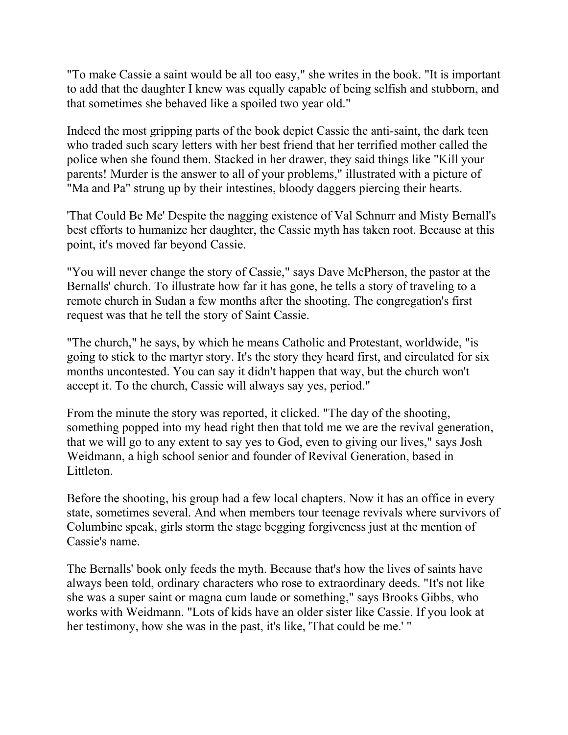"To make Cassie a saint would be all too easy," she writes in the book. "It is important to add that the daughter I knew was equally capable of being selfish and stubborn, and that sometimes she behaved like a spoiled two year old."

Indeed the most gripping parts of the book depict Cassie the anti-saint, the dark teen who traded such scary letters with her best friend that her terrified mother called the police when she found them. Stacked in her drawer, they said things like "Kill your parents! Murder is the answer to all of your problems," illustrated with a picture of "Ma and Pa" strung up by their intestines, bloody daggers piercing their hearts.

'That Could Be Me' Despite the nagging existence of Val Schnurr and Misty Bernall's best efforts to humanize her daughter, the Cassie myth has taken root. Because at this point, it's moved far beyond Cassie.

"You will never change the story of Cassie," says Dave McPherson, the pastor at the Bernalls' church. To illustrate how far it has gone, he tells a story of traveling to a remote church in Sudan a few months after the shooting. The congregation's first request was that he tell the story of Saint Cassie.

"The church," he says, by which he means Catholic and Protestant, worldwide, "is going to stick to the martyr story. It's the story they heard first, and circulated for six months uncontested. You can say it didn't happen that way, but the church won't accept it. To the church, Cassie will always say yes, period."

From the minute the story was reported, it clicked. "The day of the shooting, something popped into my head right then that told me we are the revival generation, that we will go to any extent to say yes to God, even to giving our lives," says Josh Weidmann, a high school senior and founder of Revival Generation, based in Littleton.

Before the shooting, his group had a few local chapters. Now it has an office in every state, sometimes several. And when members tour teenage revivals where survivors of Columbine speak, girls storm the stage begging forgiveness just at the mention of Cassie's name.

The Bernalls' book only feeds the myth. Because that's how the lives of saints have always been told, ordinary characters who rose to extraordinary deeds. "It's not like she was a super saint or magna cum laude or something," says Brooks Gibbs, who works with Weidmann. "Lots of kids have an older sister like Cassie. If you look at her testimony, how she was in the past, it's like, 'That could be me.' "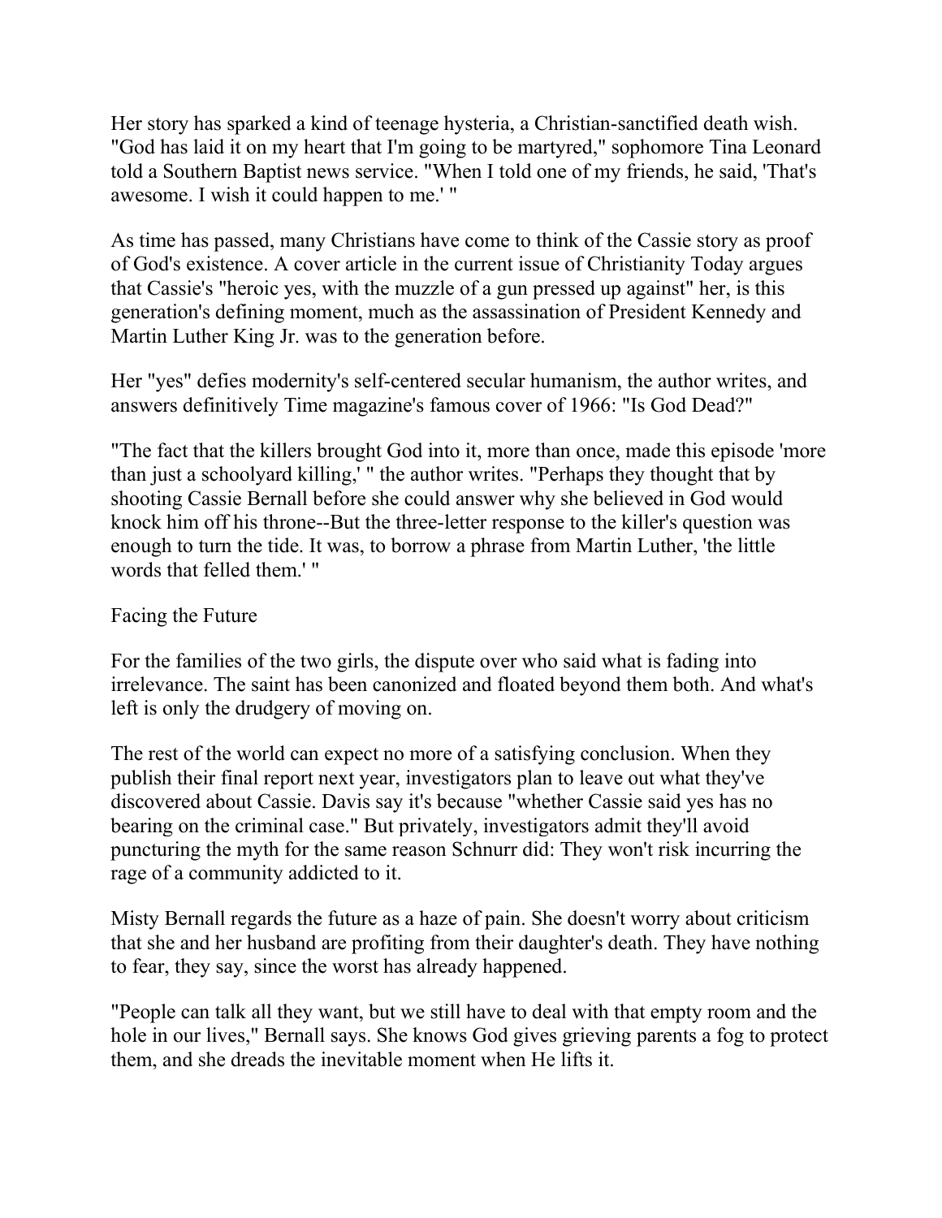Her story has sparked a kind of teenage hysteria, a Christian-sanctified death wish. "God has laid it on my heart that I'm going to be martyred," sophomore Tina Leonard told a Southern Baptist news service. "When I told one of my friends, he said, 'That's awesome. I wish it could happen to me.' "

As time has passed, many Christians have come to think of the Cassie story as proof of God's existence. A cover article in the current issue of Christianity Today argues that Cassie's "heroic yes, with the muzzle of a gun pressed up against" her, is this generation's defining moment, much as the assassination of President Kennedy and Martin Luther King Jr. was to the generation before.

Her "yes" defies modernity's self-centered secular humanism, the author writes, and answers definitively Time magazine's famous cover of 1966: "Is God Dead?"

"The fact that the killers brought God into it, more than once, made this episode 'more than just a schoolyard killing,' " the author writes. "Perhaps they thought that by shooting Cassie Bernall before she could answer why she believed in God would knock him off his throne--But the three-letter response to the killer's question was enough to turn the tide. It was, to borrow a phrase from Martin Luther, 'the little words that felled them.' "

## Facing the Future

For the families of the two girls, the dispute over who said what is fading into irrelevance. The saint has been canonized and floated beyond them both. And what's left is only the drudgery of moving on.

The rest of the world can expect no more of a satisfying conclusion. When they publish their final report next year, investigators plan to leave out what they've discovered about Cassie. Davis say it's because "whether Cassie said yes has no bearing on the criminal case." But privately, investigators admit they'll avoid puncturing the myth for the same reason Schnurr did: They won't risk incurring the rage of a community addicted to it.

Misty Bernall regards the future as a haze of pain. She doesn't worry about criticism that she and her husband are profiting from their daughter's death. They have nothing to fear, they say, since the worst has already happened.

"People can talk all they want, but we still have to deal with that empty room and the hole in our lives," Bernall says. She knows God gives grieving parents a fog to protect them, and she dreads the inevitable moment when He lifts it.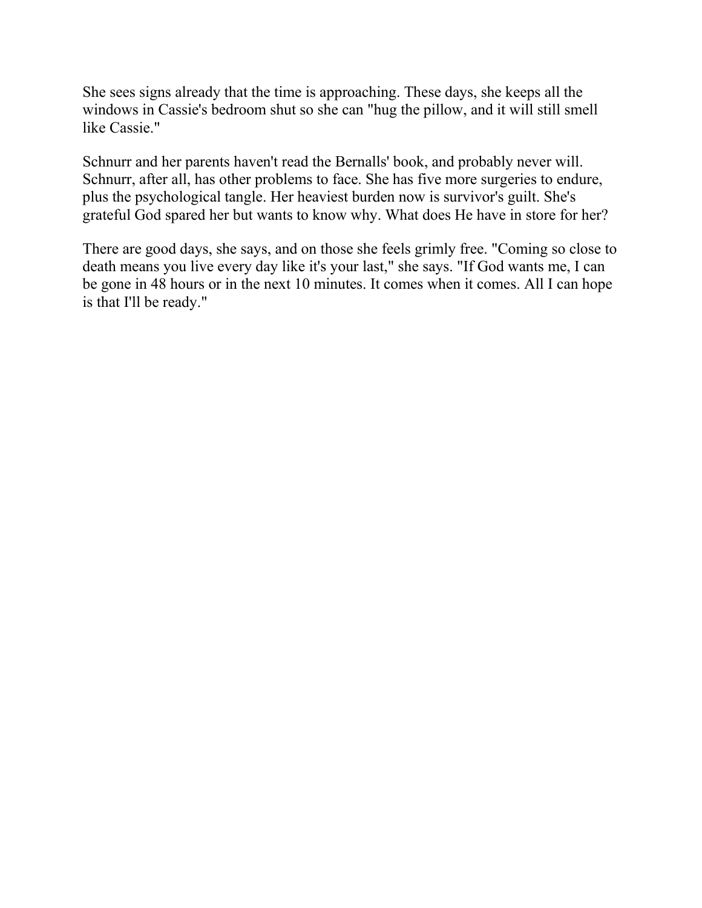She sees signs already that the time is approaching. These days, she keeps all the windows in Cassie's bedroom shut so she can "hug the pillow, and it will still smell like Cassie."

Schnurr and her parents haven't read the Bernalls' book, and probably never will. Schnurr, after all, has other problems to face. She has five more surgeries to endure, plus the psychological tangle. Her heaviest burden now is survivor's guilt. She's grateful God spared her but wants to know why. What does He have in store for her?

There are good days, she says, and on those she feels grimly free. "Coming so close to death means you live every day like it's your last," she says. "If God wants me, I can be gone in 48 hours or in the next 10 minutes. It comes when it comes. All I can hope is that I'll be ready."